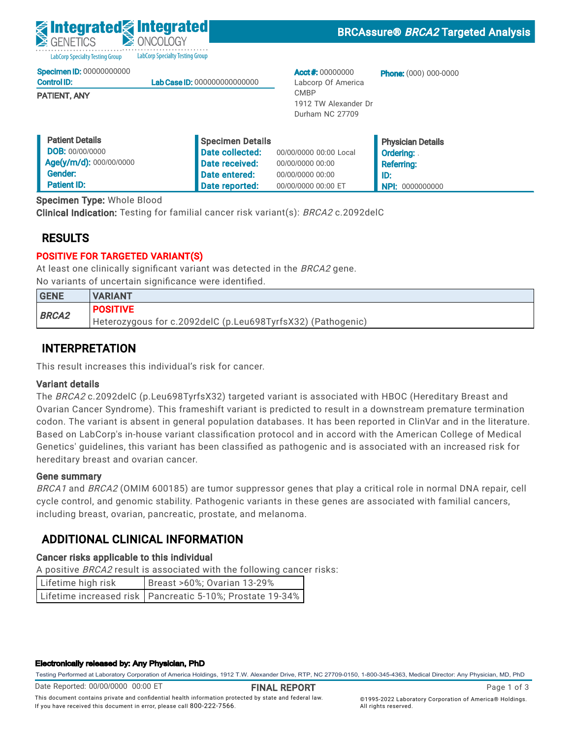Integrated GENETICS — LabCorp Specialty Testing Group | Integrated ONCOLOGY — LabCorp Specialty Testing Group

# BRCAssure® *BRCA2* Targeted Analysis

**Specimen ID:** 00000000000
**Control ID:** **Lab Case ID:** 000000000000000

**PATIENT, ANY**

**Acct #:** 00000000
Labcorp Of America
CMBP
1912 TW Alexander Dr
Durham NC 27709

**Phone:** (000) 000-0000

| Patient Details | | Specimen Details | | Physician Details | |
|---|---|---|---|---|---|
| DOB: | 00/00/0000 | Date collected: | 00/00/0000 00:00 Local | Ordering: | . |
| Age(y/m/d): | 000/00/0000 | Date received: | 00/00/0000 00:00 | Referring: | |
| Gender: | | Date entered: | 00/00/0000 00:00 | ID: | |
| Patient ID: | | Date reported: | 00/00/0000 00:00 ET | NPI: | 0000000000 |

**Specimen Type:** Whole Blood
**Clinical Indication:** Testing for familial cancer risk variant(s): *BRCA2* c.2092delC

## RESULTS

**POSITIVE FOR TARGETED VARIANT(S)**

At least one clinically significant variant was detected in the *BRCA2* gene.
No variants of uncertain significance were identified.

| GENE | VARIANT |
|---|---|
| ***BRCA2*** | **POSITIVE** Heterozygous for c.2092delC (p.Leu698TyrfsX32) (Pathogenic) |

## INTERPRETATION

This result increases this individual's risk for cancer.

### Variant details

The *BRCA2* c.2092delC (p.Leu698TyrfsX32) targeted variant is associated with HBOC (Hereditary Breast and Ovarian Cancer Syndrome). This frameshift variant is predicted to result in a downstream premature termination codon. The variant is absent in general population databases. It has been reported in ClinVar and in the literature. Based on LabCorp's in-house variant classification protocol and in accord with the American College of Medical Genetics' guidelines, this variant has been classified as pathogenic and is associated with an increased risk for hereditary breast and ovarian cancer.

### Gene summary

*BRCA1* and *BRCA2* (OMIM 600185) are tumor suppressor genes that play a critical role in normal DNA repair, cell cycle control, and genomic stability. Pathogenic variants in these genes are associated with familial cancers, including breast, ovarian, pancreatic, prostate, and melanoma.

## ADDITIONAL CLINICAL INFORMATION

### Cancer risks applicable to this individual

A positive *BRCA2* result is associated with the following cancer risks:

| | |
|---|---|
| Lifetime high risk | Breast >60%; Ovarian 13-29% |
| Lifetime increased risk | Pancreatic 5-10%; Prostate 19-34% |

**Electronically released by: Any Physician, PhD**

Testing Performed at Laboratory Corporation of America Holdings, 1912 T.W. Alexander Drive, RTP, NC 27709-0150, 1-800-345-4363, Medical Director: Any Physician, MD, PhD

Date Reported: 00/00/0000 00:00 ET — **FINAL REPORT**

This document contains private and confidential health information protected by state and federal law. If you have received this document in error, please call 800-222-7566.

©1995-2022 Laboratory Corporation of America® Holdings. All rights reserved.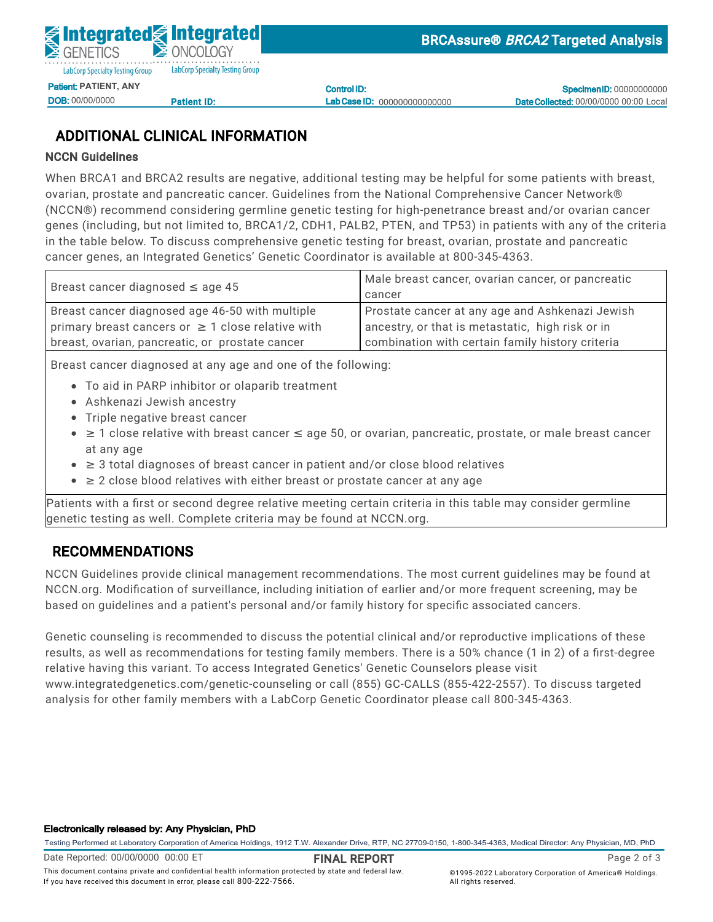## ADDITIONAL CLINICAL INFORMATION

### NCCN Guidelines

When BRCA1 and BRCA2 results are negative, additional testing may be helpful for some patients with breast, ovarian, prostate and pancreatic cancer. Guidelines from the National Comprehensive Cancer Network® (NCCN®) recommend considering germline genetic testing for high-penetrance breast and/or ovarian cancer genes (including, but not limited to, BRCA1/2, CDH1, PALB2, PTEN, and TP53) in patients with any of the criteria in the table below. To discuss comprehensive genetic testing for breast, ovarian, prostate and pancreatic cancer genes, an Integrated Genetics' Genetic Coordinator is available at 800-345-4363.

| Breast cancer diagnosed ≤ age 45 | Male breast cancer, ovarian cancer, or pancreatic cancer |
|---|---|
| Breast cancer diagnosed age 46-50 with multiple primary breast cancers or ≥ 1 close relative with breast, ovarian, pancreatic, or prostate cancer | Prostate cancer at any age and Ashkenazi Jewish ancestry, or that is metastatic, high risk or in combination with certain family history criteria |
| Breast cancer diagnosed at any age and one of the following:<br>• To aid in PARP inhibitor or olaparib treatment<br>• Ashkenazi Jewish ancestry<br>• Triple negative breast cancer<br>• ≥ 1 close relative with breast cancer ≤ age 50, or ovarian, pancreatic, prostate, or male breast cancer at any age<br>• ≥ 3 total diagnoses of breast cancer in patient and/or close blood relatives<br>• ≥ 2 close blood relatives with either breast or prostate cancer at any age | |
| Patients with a first or second degree relative meeting certain criteria in this table may consider germline genetic testing as well. Complete criteria may be found at NCCN.org. | |

## RECOMMENDATIONS

NCCN Guidelines provide clinical management recommendations. The most current guidelines may be found at NCCN.org. Modification of surveillance, including initiation of earlier and/or more frequent screening, may be based on guidelines and a patient's personal and/or family history for specific associated cancers.

Genetic counseling is recommended to discuss the potential clinical and/or reproductive implications of these results, as well as recommendations for testing family members. There is a 50% chance (1 in 2) of a first-degree relative having this variant. To access Integrated Genetics' Genetic Counselors please visit www.integratedgenetics.com/genetic-counseling or call (855) GC-CALLS (855-422-2557). To discuss targeted analysis for other family members with a LabCorp Genetic Coordinator please call 800-345-4363.

**Electronically released by: Any Physician, PhD**

Testing Performed at Laboratory Corporation of America Holdings, 1912 T.W. Alexander Drive, RTP, NC 27709-0150, 1-800-345-4363, Medical Director: Any Physician, MD, PhD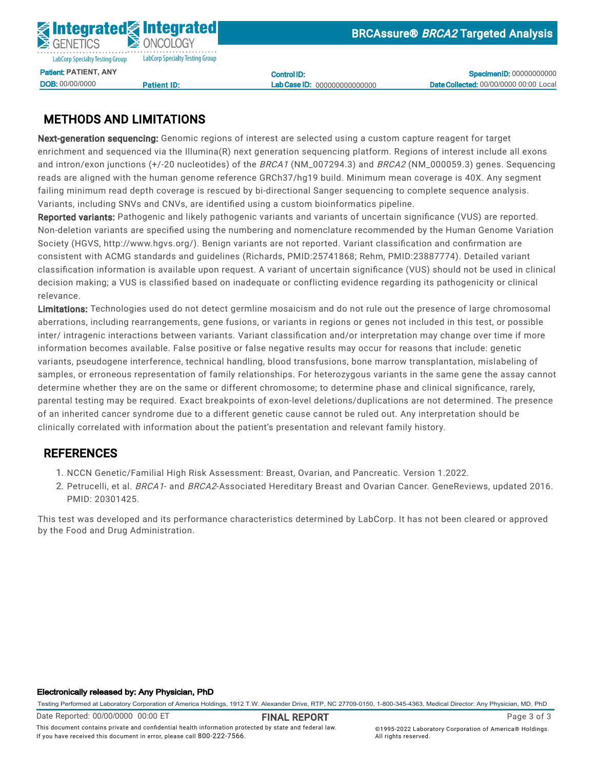## METHODS AND LIMITATIONS

**Next-generation sequencing:** Genomic regions of interest are selected using a custom capture reagent for target enrichment and sequenced via the Illumina(R) next generation sequencing platform. Regions of interest include all exons and intron/exon junctions (+/-20 nucleotides) of the *BRCA1* (NM_007294.3) and *BRCA2* (NM_000059.3) genes. Sequencing reads are aligned with the human genome reference GRCh37/hg19 build. Minimum mean coverage is 40X. Any segment failing minimum read depth coverage is rescued by bi-directional Sanger sequencing to complete sequence analysis. Variants, including SNVs and CNVs, are identified using a custom bioinformatics pipeline.

**Reported variants:** Pathogenic and likely pathogenic variants and variants of uncertain significance (VUS) are reported. Non-deletion variants are specified using the numbering and nomenclature recommended by the Human Genome Variation Society (HGVS, http://www.hgvs.org/). Benign variants are not reported. Variant classification and confirmation are consistent with ACMG standards and guidelines (Richards, PMID:25741868; Rehm, PMID:23887774). Detailed variant classification information is available upon request. A variant of uncertain significance (VUS) should not be used in clinical decision making; a VUS is classified based on inadequate or conflicting evidence regarding its pathogenicity or clinical relevance.

**Limitations:** Technologies used do not detect germline mosaicism and do not rule out the presence of large chromosomal aberrations, including rearrangements, gene fusions, or variants in regions or genes not included in this test, or possible inter/ intragenic interactions between variants. Variant classification and/or interpretation may change over time if more information becomes available. False positive or false negative results may occur for reasons that include: genetic variants, pseudogene interference, technical handling, blood transfusions, bone marrow transplantation, mislabeling of samples, or erroneous representation of family relationships. For heterozygous variants in the same gene the assay cannot determine whether they are on the same or different chromosome; to determine phase and clinical significance, rarely, parental testing may be required. Exact breakpoints of exon-level deletions/duplications are not determined. The presence of an inherited cancer syndrome due to a different genetic cause cannot be ruled out. Any interpretation should be clinically correlated with information about the patient's presentation and relevant family history.

## REFERENCES

1. NCCN Genetic/Familial High Risk Assessment: Breast, Ovarian, and Pancreatic. Version 1.2022.
2. Petrucelli, et al. *BRCA1*- and *BRCA2*-Associated Hereditary Breast and Ovarian Cancer. GeneReviews, updated 2016. PMID: 20301425.

This test was developed and its performance characteristics determined by LabCorp. It has not been cleared or approved by the Food and Drug Administration.

**Electronically released by: Any Physician, PhD**

Testing Performed at Laboratory Corporation of America Holdings, 1912 T.W. Alexander Drive, RTP, NC 27709-0150, 1-800-345-4363, Medical Director: Any Physician, MD, PhD